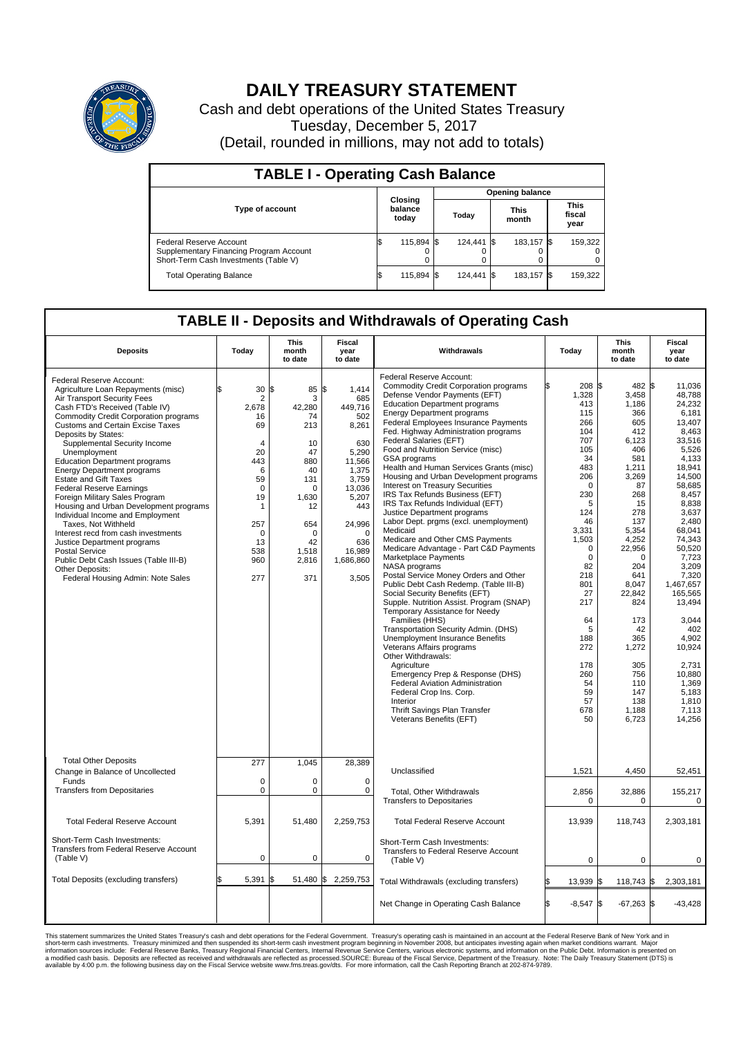# DAILY TREASURY STATEMENT

Cash and debt operations of the United States Treasury
Tuesday, December 5, 2017
(Detail, rounded in millions, may not add to totals)

## TABLE I - Operating Cash Balance

| Type of account | Closing balance today | Opening balance Today | Opening balance This month | Opening balance This fiscal year |
|---|---|---|---|---|
| Federal Reserve Account | $ 115,894 | $ 124,441 | $ 183,157 | $ 159,322 |
| Supplementary Financing Program Account | 0 | 0 | 0 | 0 |
| Short-Term Cash Investments (Table V) | 0 | 0 | 0 | 0 |
| Total Operating Balance | $ 115,894 | $ 124,441 | $ 183,157 | $ 159,322 |

## TABLE II - Deposits and Withdrawals of Operating Cash

| Deposits | Today | This month to date | Fiscal year to date |
|---|---|---|---|
| Federal Reserve Account: | | | |
| Agriculture Loan Repayments (misc) | $ 30 | $ 85 | $ 1,414 |
| Air Transport Security Fees | 2 | 3 | 685 |
| Cash FTD's Received (Table IV) | 2,678 | 42,280 | 449,716 |
| Commodity Credit Corporation programs | 16 | 74 | 502 |
| Customs and Certain Excise Taxes | 69 | 213 | 8,261 |
| Deposits by States: | | | |
| Supplemental Security Income | 4 | 10 | 630 |
| Unemployment | 20 | 47 | 5,290 |
| Education Department programs | 443 | 880 | 11,566 |
| Energy Department programs | 6 | 40 | 1,375 |
| Estate and Gift Taxes | 59 | 131 | 3,759 |
| Federal Reserve Earnings | 0 | 0 | 13,036 |
| Foreign Military Sales Program | 19 | 1,630 | 5,207 |
| Housing and Urban Development programs | 1 | 12 | 443 |
| Individual Income and Employment Taxes, Not Withheld | 257 | 654 | 24,996 |
| Interest recd from cash investments | 0 | 0 | 0 |
| Justice Department programs | 13 | 42 | 636 |
| Postal Service | 538 | 1,518 | 16,989 |
| Public Debt Cash Issues (Table III-B) | 960 | 2,816 | 1,686,860 |
| Other Deposits: | | | |
| Federal Housing Admin: Note Sales | 277 | 371 | 3,505 |
| Total Other Deposits | 277 | 1,045 | 28,389 |
| Change in Balance of Uncollected Funds | 0 | 0 | 0 |
| Transfers from Depositaries | 0 | 0 | 0 |
| Total Federal Reserve Account | 5,391 | 51,480 | 2,259,753 |
| Short-Term Cash Investments: Transfers from Federal Reserve Account (Table V) | 0 | 0 | 0 |
| Total Deposits (excluding transfers) | $ 5,391 | $ 51,480 | $ 2,259,753 |

| Withdrawals | Today | This month to date | Fiscal year to date |
|---|---|---|---|
| Federal Reserve Account: | | | |
| Commodity Credit Corporation programs | $ 208 | $ 482 | $ 11,036 |
| Defense Vendor Payments (EFT) | 1,328 | 3,458 | 48,788 |
| Education Department programs | 413 | 1,186 | 24,232 |
| Energy Department programs | 115 | 366 | 6,181 |
| Federal Employees Insurance Payments | 266 | 605 | 13,407 |
| Fed. Highway Administration programs | 104 | 412 | 8,463 |
| Federal Salaries (EFT) | 707 | 6,123 | 33,516 |
| Food and Nutrition Service (misc) | 105 | 406 | 5,526 |
| GSA programs | 34 | 581 | 4,133 |
| Health and Human Services Grants (misc) | 483 | 1,211 | 18,941 |
| Housing and Urban Development programs | 206 | 3,269 | 14,500 |
| Interest on Treasury Securities | 0 | 87 | 58,685 |
| IRS Tax Refunds Business (EFT) | 230 | 268 | 8,457 |
| IRS Tax Refunds Individual (EFT) | 5 | 15 | 8,838 |
| Justice Department programs | 124 | 278 | 3,637 |
| Labor Dept. prgms (excl. unemployment) | 46 | 137 | 2,480 |
| Medicaid | 3,331 | 5,354 | 68,041 |
| Medicare and Other CMS Payments | 1,503 | 4,252 | 74,343 |
| Medicare Advantage - Part C&D Payments | 0 | 22,956 | 50,520 |
| Marketplace Payments | 0 | 0 | 7,723 |
| NASA programs | 82 | 204 | 3,209 |
| Postal Service Money Orders and Other | 218 | 641 | 7,320 |
| Public Debt Cash Redemp. (Table III-B) | 801 | 8,047 | 1,467,657 |
| Social Security Benefits (EFT) | 27 | 22,842 | 165,565 |
| Supple. Nutrition Assist. Program (SNAP) | 217 | 824 | 13,494 |
| Temporary Assistance for Needy Families (HHS) | 64 | 173 | 3,044 |
| Transportation Security Admin. (DHS) | 5 | 42 | 402 |
| Unemployment Insurance Benefits | 188 | 365 | 4,902 |
| Veterans Affairs programs | 272 | 1,272 | 10,924 |
| Other Withdrawals: | | | |
| Agriculture | 178 | 305 | 2,731 |
| Emergency Prep & Response (DHS) | 260 | 756 | 10,880 |
| Federal Aviation Administration | 54 | 110 | 1,369 |
| Federal Crop Ins. Corp. | 59 | 147 | 5,183 |
| Interior | 57 | 138 | 1,810 |
| Thrift Savings Plan Transfer | 678 | 1,188 | 7,113 |
| Veterans Benefits (EFT) | 50 | 6,723 | 14,256 |
| Unclassified | 1,521 | 4,450 | 52,451 |
| Total, Other Withdrawals | 2,856 | 32,886 | 155,217 |
| Transfers to Depositaries | 0 | 0 | 0 |
| Total Federal Reserve Account | 13,939 | 118,743 | 2,303,181 |
| Short-Term Cash Investments: Transfers to Federal Reserve Account (Table V) | 0 | 0 | 0 |
| Total Withdrawals (excluding transfers) | $ 13,939 | $ 118,743 | $ 2,303,181 |
| Net Change in Operating Cash Balance | $ -8,547 | $ -67,263 | $ -43,428 |

This statement summarizes the United States Treasury's cash and debt operations for the Federal Government. Treasury's operating cash is maintained in an account at the Federal Reserve Bank of New York and in short-term cash investments. Treasury minimized and then suspended its short-term cash investment program beginning in November 2008, but anticipates investing again when market conditions warrant. Major information sources include: Federal Reserve Banks, Treasury Regional Financial Centers, Internal Revenue Service Centers, various electronic systems, and information on the Public Debt. Information is presented on a modified cash basis. Deposits are reflected as received and withdrawals are reflected as processed.SOURCE: Bureau of the Fiscal Service, Department of the Treasury. Note: The Daily Treasury Statement (DTS) is available by 4:00 p.m. the following business day on the Fiscal Service website www.fms.treas.gov/dts. For more information, call the Cash Reporting Branch at 202-874-9789.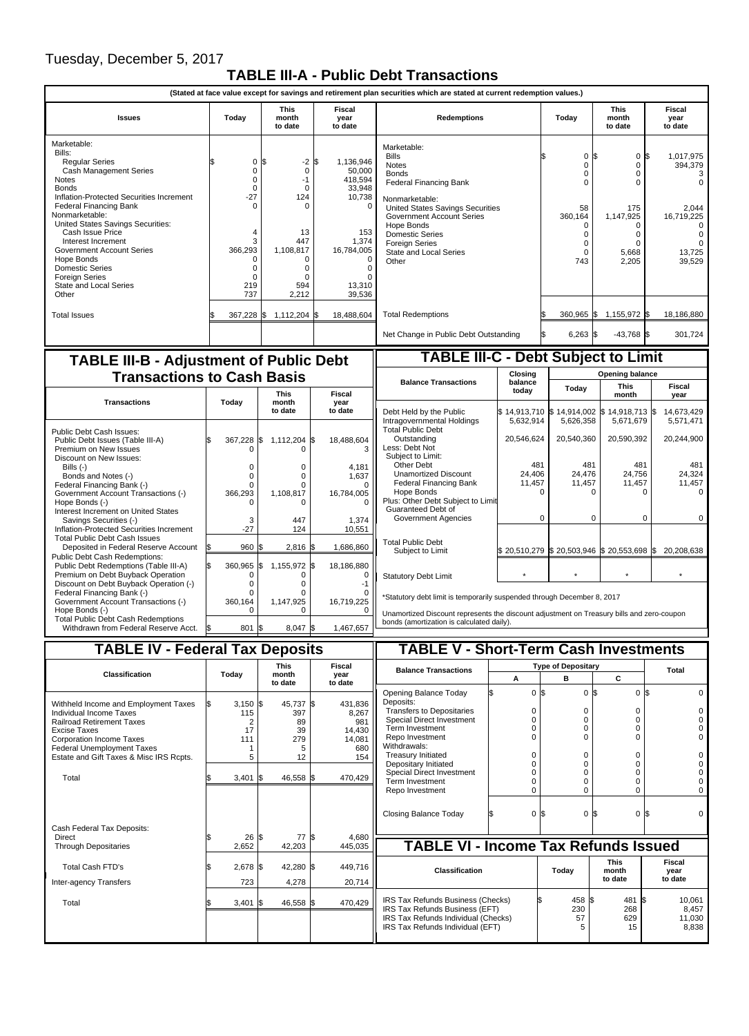Tuesday, December 5, 2017

# TABLE III-A - Public Debt Transactions

(Stated at face value except for savings and retirement plan securities which are stated at current redemption values.)

| Issues | Today | This month to date | Fiscal year to date |
|---|---|---|---|
| Marketable: | | | |
| Bills: | | | |
| Regular Series | $ 0 | $ -2 | $ 1,136,946 |
| Cash Management Series | 0 | 0 | 50,000 |
| Notes | 0 | -1 | 418,594 |
| Bonds | 0 | 0 | 33,948 |
| Inflation-Protected Securities Increment | -27 | 124 | 10,738 |
| Federal Financing Bank | 0 | 0 | 0 |
| Nonmarketable: | | | |
| United States Savings Securities: | | | |
| Cash Issue Price | 4 | 13 | 153 |
| Interest Increment | 3 | 447 | 1,374 |
| Government Account Series | 366,293 | 1,108,817 | 16,784,005 |
| Hope Bonds | 0 | 0 | 0 |
| Domestic Series | 0 | 0 | 0 |
| Foreign Series | 0 | 0 | 0 |
| State and Local Series | 219 | 594 | 13,310 |
| Other | 737 | 2,212 | 39,536 |
| Total Issues | $ 367,228 | $ 1,112,204 | $ 18,488,604 |

| Redemptions | Today | This month to date | Fiscal year to date |
|---|---|---|---|
| Marketable: | | | |
| Bills | $ 0 | $ 0 | $ 1,017,975 |
| Notes | 0 | 0 | 394,379 |
| Bonds | 0 | 0 | 3 |
| Federal Financing Bank | 0 | 0 | 0 |
| Nonmarketable: | | | |
| United States Savings Securities | 58 | 175 | 2,044 |
| Government Account Series | 360,164 | 1,147,925 | 16,719,225 |
| Hope Bonds | 0 | 0 | 0 |
| Domestic Series | 0 | 0 | 0 |
| Foreign Series | 0 | 0 | 0 |
| State and Local Series | 0 | 5,668 | 13,725 |
| Other | 743 | 2,205 | 39,529 |
| Total Redemptions | $ 360,965 | $ 1,155,972 | $ 18,186,880 |
| Net Change in Public Debt Outstanding | $ 6,263 | $ -43,768 | $ 301,724 |

# TABLE III-B - Adjustment of Public Debt Transactions to Cash Basis

| Transactions | Today | This month to date | Fiscal year to date |
|---|---|---|---|
| Public Debt Cash Issues: | | | |
| Public Debt Issues (Table III-A) | $ 367,228 | $ 1,112,204 | $ 18,488,604 |
| Premium on New Issues | 0 | 0 | 3 |
| Discount on New Issues: | | | |
| Bills (-) | 0 | 0 | 4,181 |
| Bonds and Notes (-) | 0 | 0 | 1,637 |
| Federal Financing Bank (-) | 0 | 0 | 0 |
| Government Account Transactions (-) | 366,293 | 1,108,817 | 16,784,005 |
| Hope Bonds (-) | 0 | 0 | 0 |
| Interest Increment on United States Savings Securities (-) | 3 | 447 | 1,374 |
| Inflation-Protected Securities Increment | -27 | 124 | 10,551 |
| Total Public Debt Cash Issues Deposited in Federal Reserve Account | $ 960 | $ 2,816 | $ 1,686,860 |
| Public Debt Cash Redemptions: | | | |
| Public Debt Redemptions (Table III-A) | $ 360,965 | $ 1,155,972 | $ 18,186,880 |
| Premium on Debt Buyback Operation | 0 | 0 | 0 |
| Discount on Debt Buyback Operation (-) | 0 | 0 | -1 |
| Federal Financing Bank (-) | 0 | 0 | 0 |
| Government Account Transactions (-) | 360,164 | 1,147,925 | 16,719,225 |
| Hope Bonds (-) | 0 | 0 | 0 |
| Total Public Debt Cash Redemptions Withdrawn from Federal Reserve Acct. | $ 801 | $ 8,047 | $ 1,467,657 |

# TABLE III-C - Debt Subject to Limit

| Balance Transactions | Closing balance today | Opening balance Today | Opening balance This month | Opening balance Fiscal year |
|---|---|---|---|---|
| Debt Held by the Public | $ 14,913,710 | $ 14,914,002 | $ 14,918,713 | $ 14,673,429 |
| Intragovernmental Holdings | 5,632,914 | 5,626,358 | 5,671,679 | 5,571,471 |
| Total Public Debt Outstanding | 20,546,624 | 20,540,360 | 20,590,392 | 20,244,900 |
| Less: Debt Not Subject to Limit: | | | | |
| Other Debt | 481 | 481 | 481 | 481 |
| Unamortized Discount | 24,406 | 24,476 | 24,756 | 24,324 |
| Federal Financing Bank | 11,457 | 11,457 | 11,457 | 11,457 |
| Hope Bonds | 0 | 0 | 0 | 0 |
| Plus: Other Debt Subject to Limit | | | | |
| Guaranteed Debt of Government Agencies | 0 | 0 | 0 | 0 |
| Total Public Debt Subject to Limit | $ 20,510,279 | $ 20,503,946 | $ 20,553,698 | $ 20,208,638 |
| Statutory Debt Limit | * | * | * | * |

*Statutory debt limit is temporarily suspended through December 8, 2017

Unamortized Discount represents the discount adjustment on Treasury bills and zero-coupon bonds (amortization is calculated daily).

# TABLE IV - Federal Tax Deposits

| Classification | Today | This month to date | Fiscal year to date |
|---|---|---|---|
| Withheld Income and Employment Taxes | $ 3,150 | $ 45,737 | $ 431,836 |
| Individual Income Taxes | 115 | 397 | 8,267 |
| Railroad Retirement Taxes | 2 | 89 | 981 |
| Excise Taxes | 17 | 39 | 14,430 |
| Corporation Income Taxes | 111 | 279 | 14,081 |
| Federal Unemployment Taxes | 1 | 5 | 680 |
| Estate and Gift Taxes & Misc IRS Rcpts. | 5 | 12 | 154 |
| Total | $ 3,401 | $ 46,558 | $ 470,429 |
| Cash Federal Tax Deposits: | | | |
| Direct | $ 26 | $ 77 | $ 4,680 |
| Through Depositaries | 2,652 | 42,203 | 445,035 |
| Total Cash FTD's | $ 2,678 | $ 42,280 | $ 449,716 |
| Inter-agency Transfers | 723 | 4,278 | 20,714 |
| Total | $ 3,401 | $ 46,558 | $ 470,429 |

# TABLE V - Short-Term Cash Investments

| Balance Transactions | Type of Depositary A | Type of Depositary B | Type of Depositary C | Total |
|---|---|---|---|---|
| Opening Balance Today | $ 0 | $ 0 | $ 0 | $ 0 |
| Deposits: | | | | |
| Transfers to Depositaries | 0 | 0 | 0 | 0 |
| Special Direct Investment | 0 | 0 | 0 | 0 |
| Term Investment | 0 | 0 | 0 | 0 |
| Repo Investment | 0 | 0 | 0 | 0 |
| Withdrawals: | | | | |
| Treasury Initiated | 0 | 0 | 0 | 0 |
| Depositary Initiated | 0 | 0 | 0 | 0 |
| Special Direct Investment | 0 | 0 | 0 | 0 |
| Term Investment | 0 | 0 | 0 | 0 |
| Repo Investment | 0 | 0 | 0 | 0 |
| Closing Balance Today | $ 0 | $ 0 | $ 0 | $ 0 |

# TABLE VI - Income Tax Refunds Issued

| Classification | Today | This month to date | Fiscal year to date |
|---|---|---|---|
| IRS Tax Refunds Business (Checks) | $ 458 | $ 481 | $ 10,061 |
| IRS Tax Refunds Business (EFT) | 230 | 268 | 8,457 |
| IRS Tax Refunds Individual (Checks) | 57 | 629 | 11,030 |
| IRS Tax Refunds Individual (EFT) | 5 | 15 | 8,838 |